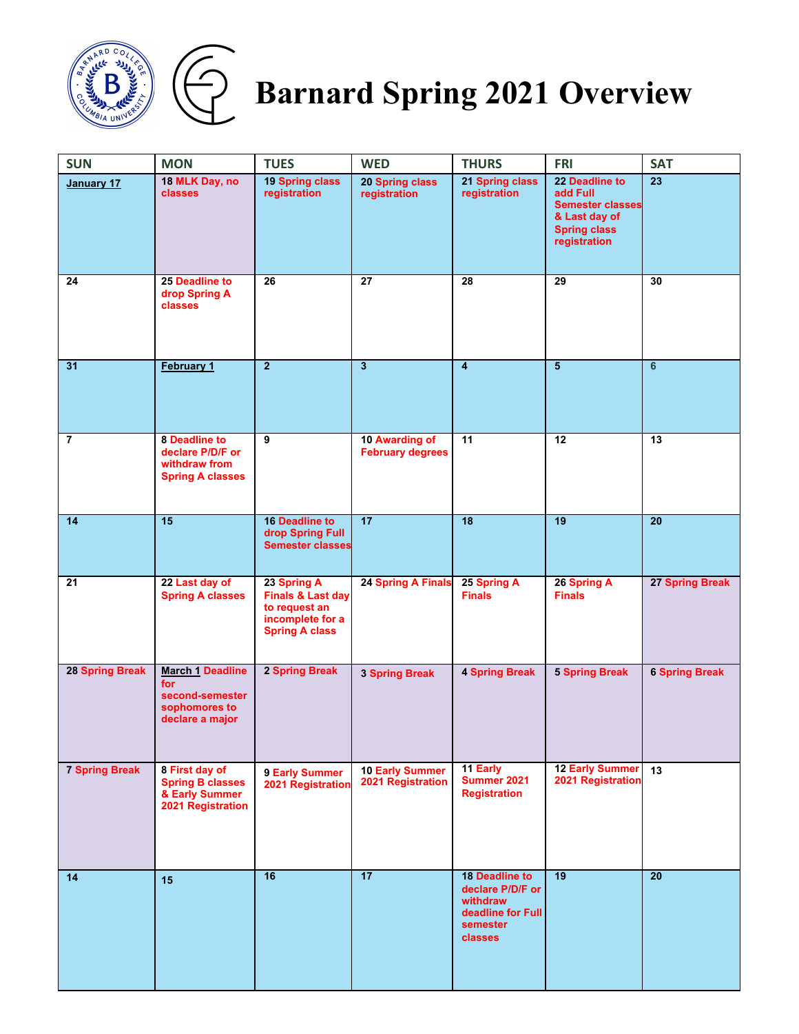# Barnard Spring 2021 Overview

| SUN | MON | TUES | WED | THURS | FRI | SAT |
|---|---|---|---|---|---|---|
| January 17 | 18 MLK Day, no classes | 19 Spring class registration | 20 Spring class registration | 21 Spring class registration | 22 Deadline to add Full Semester classes & Last day of Spring class registration | 23 |
| 24 | 25 Deadline to drop Spring A classes | 26 | 27 | 28 | 29 | 30 |
| 31 | February 1 | 2 | 3 | 4 | 5 | 6 |
| 7 | 8 Deadline to declare P/D/F or withdraw from Spring A classes | 9 | 10 Awarding of February degrees | 11 | 12 | 13 |
| 14 | 15 | 16 Deadline to drop Spring Full Semester classes | 17 | 18 | 19 | 20 |
| 21 | 22 Last day of Spring A classes | 23 Spring A Finals & Last day to request an incomplete for a Spring A class | 24 Spring A Finals | 25 Spring A Finals | 26 Spring A Finals | 27 Spring Break |
| 28 Spring Break | March 1 Deadline for second-semester sophomores to declare a major | 2 Spring Break | 3 Spring Break | 4 Spring Break | 5 Spring Break | 6 Spring Break |
| 7 Spring Break | 8 First day of Spring B classes & Early Summer 2021 Registration | 9 Early Summer 2021 Registration | 10 Early Summer 2021 Registration | 11 Early Summer 2021 Registration | 12 Early Summer 2021 Registration | 13 |
| 14 | 15 | 16 | 17 | 18 Deadline to declare P/D/F or withdraw deadline for Full semester classes | 19 | 20 |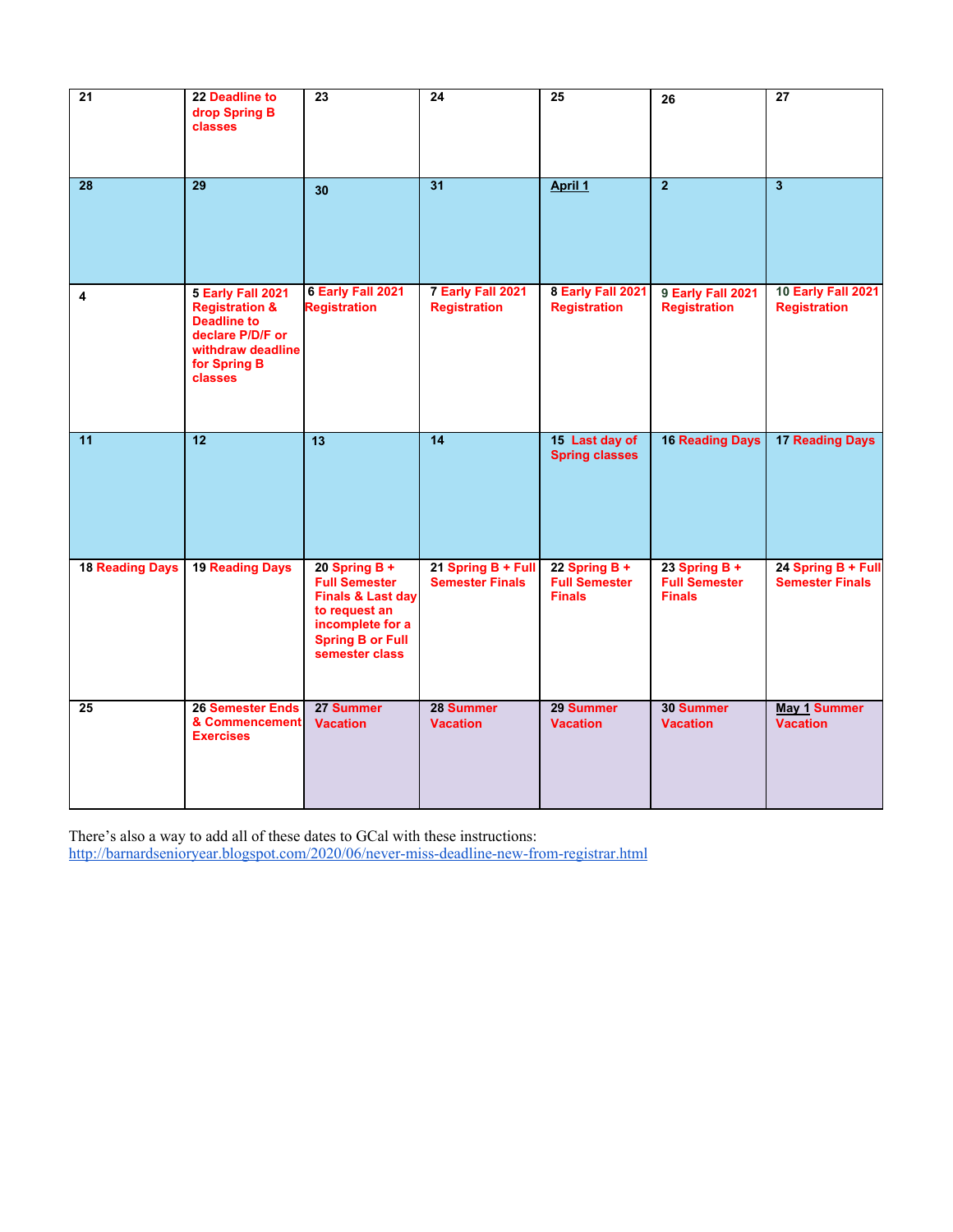| | | | | | | |
|---|---|---|---|---|---|---|
| 21 | 22 Deadline to drop Spring B classes | 23 | 24 | 25 | 26 | 27 |
| 28 | 29 | 30 | 31 | April 1 | 2 | 3 |
| 4 | 5 Early Fall 2021 Registration & Deadline to declare P/D/F or withdraw deadline for Spring B classes | 6 Early Fall 2021 Registration | 7 Early Fall 2021 Registration | 8 Early Fall 2021 Registration | 9 Early Fall 2021 Registration | 10 Early Fall 2021 Registration |
| 11 | 12 | 13 | 14 | 15 Last day of Spring classes | 16 Reading Days | 17 Reading Days |
| 18 Reading Days | 19 Reading Days | 20 Spring B + Full Semester Finals & Last day to request an incomplete for a Spring B or Full semester class | 21 Spring B + Full Semester Finals | 22 Spring B + Full Semester Finals | 23 Spring B + Full Semester Finals | 24 Spring B + Full Semester Finals |
| 25 | 26 Semester Ends & Commencement Exercises | 27 Summer Vacation | 28 Summer Vacation | 29 Summer Vacation | 30 Summer Vacation | May 1 Summer Vacation |

There's also a way to add all of these dates to GCal with these instructions:
http://barnardsenioryear.blogspot.com/2020/06/never-miss-deadline-new-from-registrar.html